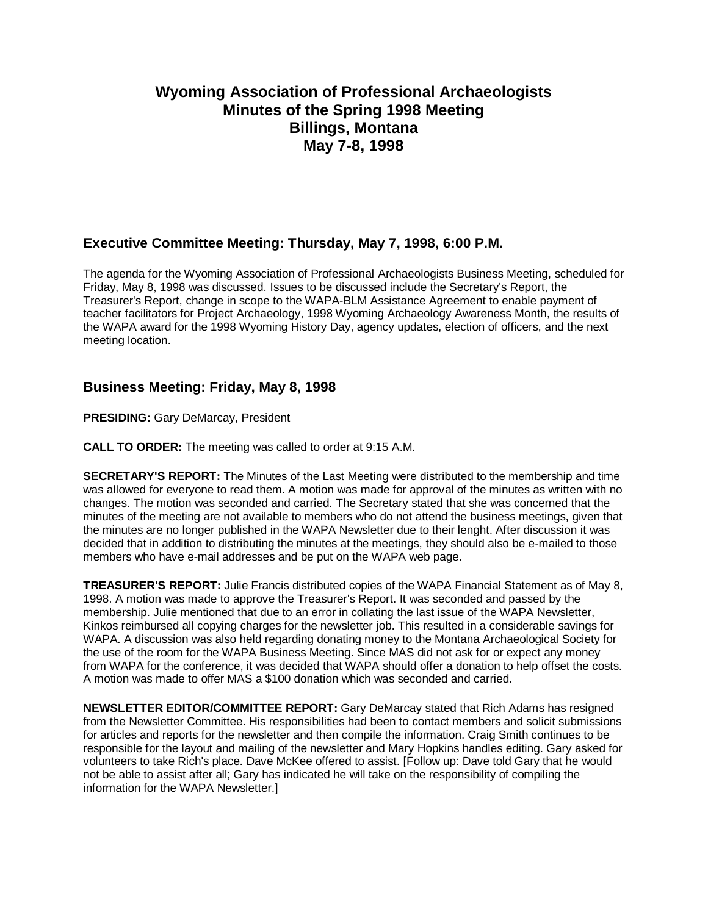# Wyoming Association of Professional Archaeologists
# Minutes of the Spring 1998 Meeting
# Billings, Montana
# May 7-8, 1998

## Executive Committee Meeting: Thursday, May 7, 1998, 6:00 P.M.

The agenda for the Wyoming Association of Professional Archaeologists Business Meeting, scheduled for Friday, May 8, 1998 was discussed. Issues to be discussed include the Secretary's Report, the Treasurer's Report, change in scope to the WAPA-BLM Assistance Agreement to enable payment of teacher facilitators for Project Archaeology, 1998 Wyoming Archaeology Awareness Month, the results of the WAPA award for the 1998 Wyoming History Day, agency updates, election of officers, and the next meeting location.

## Business Meeting: Friday, May 8, 1998

**PRESIDING:** Gary DeMarcay, President

**CALL TO ORDER:** The meeting was called to order at 9:15 A.M.

**SECRETARY'S REPORT:** The Minutes of the Last Meeting were distributed to the membership and time was allowed for everyone to read them. A motion was made for approval of the minutes as written with no changes. The motion was seconded and carried. The Secretary stated that she was concerned that the minutes of the meeting are not available to members who do not attend the business meetings, given that the minutes are no longer published in the WAPA Newsletter due to their lenght. After discussion it was decided that in addition to distributing the minutes at the meetings, they should also be e-mailed to those members who have e-mail addresses and be put on the WAPA web page.

**TREASURER'S REPORT:** Julie Francis distributed copies of the WAPA Financial Statement as of May 8, 1998. A motion was made to approve the Treasurer's Report. It was seconded and passed by the membership. Julie mentioned that due to an error in collating the last issue of the WAPA Newsletter, Kinkos reimbursed all copying charges for the newsletter job. This resulted in a considerable savings for WAPA. A discussion was also held regarding donating money to the Montana Archaeological Society for the use of the room for the WAPA Business Meeting. Since MAS did not ask for or expect any money from WAPA for the conference, it was decided that WAPA should offer a donation to help offset the costs. A motion was made to offer MAS a $100 donation which was seconded and carried.

**NEWSLETTER EDITOR/COMMITTEE REPORT:** Gary DeMarcay stated that Rich Adams has resigned from the Newsletter Committee. His responsibilities had been to contact members and solicit submissions for articles and reports for the newsletter and then compile the information. Craig Smith continues to be responsible for the layout and mailing of the newsletter and Mary Hopkins handles editing. Gary asked for volunteers to take Rich's place. Dave McKee offered to assist. [Follow up: Dave told Gary that he would not be able to assist after all; Gary has indicated he will take on the responsibility of compiling the information for the WAPA Newsletter.]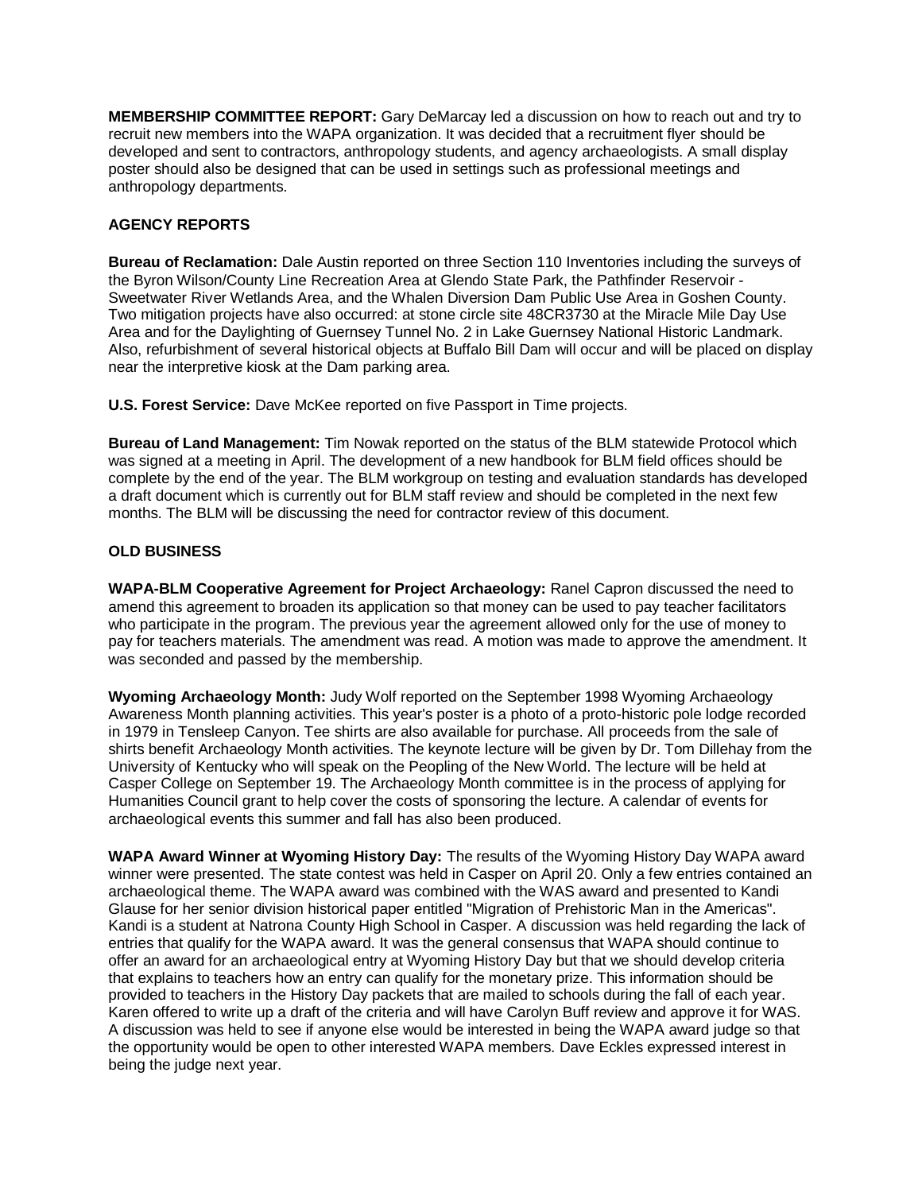**MEMBERSHIP COMMITTEE REPORT:** Gary DeMarcay led a discussion on how to reach out and try to recruit new members into the WAPA organization. It was decided that a recruitment flyer should be developed and sent to contractors, anthropology students, and agency archaeologists. A small display poster should also be designed that can be used in settings such as professional meetings and anthropology departments.

## AGENCY REPORTS

**Bureau of Reclamation:** Dale Austin reported on three Section 110 Inventories including the surveys of the Byron Wilson/County Line Recreation Area at Glendo State Park, the Pathfinder Reservoir - Sweetwater River Wetlands Area, and the Whalen Diversion Dam Public Use Area in Goshen County. Two mitigation projects have also occurred: at stone circle site 48CR3730 at the Miracle Mile Day Use Area and for the Daylighting of Guernsey Tunnel No. 2 in Lake Guernsey National Historic Landmark. Also, refurbishment of several historical objects at Buffalo Bill Dam will occur and will be placed on display near the interpretive kiosk at the Dam parking area.

**U.S. Forest Service:** Dave McKee reported on five Passport in Time projects.

**Bureau of Land Management:** Tim Nowak reported on the status of the BLM statewide Protocol which was signed at a meeting in April. The development of a new handbook for BLM field offices should be complete by the end of the year. The BLM workgroup on testing and evaluation standards has developed a draft document which is currently out for BLM staff review and should be completed in the next few months. The BLM will be discussing the need for contractor review of this document.

## OLD BUSINESS

**WAPA-BLM Cooperative Agreement for Project Archaeology:** Ranel Capron discussed the need to amend this agreement to broaden its application so that money can be used to pay teacher facilitators who participate in the program. The previous year the agreement allowed only for the use of money to pay for teachers materials. The amendment was read. A motion was made to approve the amendment. It was seconded and passed by the membership.

**Wyoming Archaeology Month:** Judy Wolf reported on the September 1998 Wyoming Archaeology Awareness Month planning activities. This year's poster is a photo of a proto-historic pole lodge recorded in 1979 in Tensleep Canyon. Tee shirts are also available for purchase. All proceeds from the sale of shirts benefit Archaeology Month activities. The keynote lecture will be given by Dr. Tom Dillehay from the University of Kentucky who will speak on the Peopling of the New World. The lecture will be held at Casper College on September 19. The Archaeology Month committee is in the process of applying for Humanities Council grant to help cover the costs of sponsoring the lecture. A calendar of events for archaeological events this summer and fall has also been produced.

**WAPA Award Winner at Wyoming History Day:** The results of the Wyoming History Day WAPA award winner were presented. The state contest was held in Casper on April 20. Only a few entries contained an archaeological theme. The WAPA award was combined with the WAS award and presented to Kandi Glause for her senior division historical paper entitled "Migration of Prehistoric Man in the Americas". Kandi is a student at Natrona County High School in Casper. A discussion was held regarding the lack of entries that qualify for the WAPA award. It was the general consensus that WAPA should continue to offer an award for an archaeological entry at Wyoming History Day but that we should develop criteria that explains to teachers how an entry can qualify for the monetary prize. This information should be provided to teachers in the History Day packets that are mailed to schools during the fall of each year. Karen offered to write up a draft of the criteria and will have Carolyn Buff review and approve it for WAS. A discussion was held to see if anyone else would be interested in being the WAPA award judge so that the opportunity would be open to other interested WAPA members. Dave Eckles expressed interest in being the judge next year.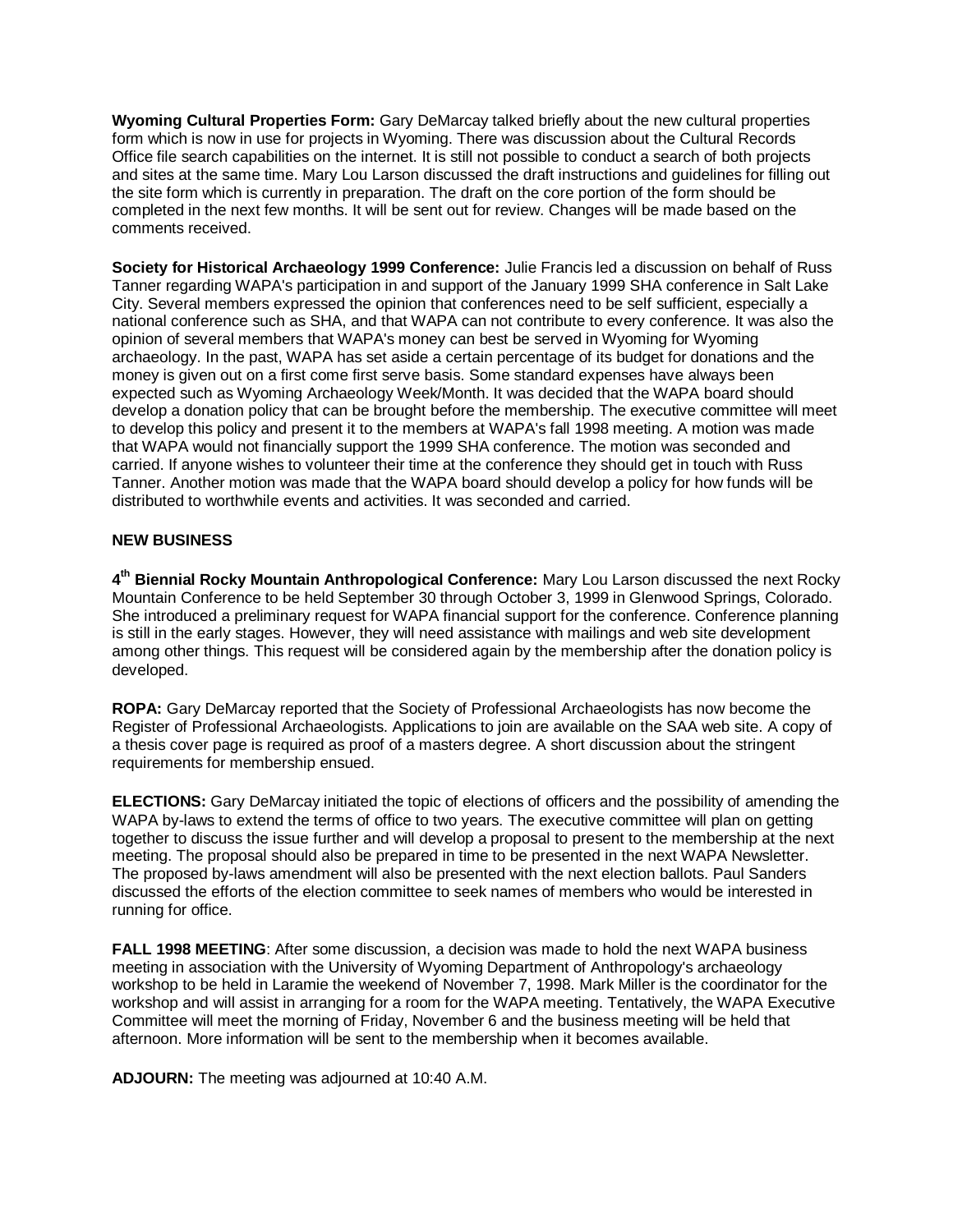**Wyoming Cultural Properties Form:** Gary DeMarcay talked briefly about the new cultural properties form which is now in use for projects in Wyoming. There was discussion about the Cultural Records Office file search capabilities on the internet. It is still not possible to conduct a search of both projects and sites at the same time. Mary Lou Larson discussed the draft instructions and guidelines for filling out the site form which is currently in preparation. The draft on the core portion of the form should be completed in the next few months. It will be sent out for review. Changes will be made based on the comments received.

**Society for Historical Archaeology 1999 Conference:** Julie Francis led a discussion on behalf of Russ Tanner regarding WAPA's participation in and support of the January 1999 SHA conference in Salt Lake City. Several members expressed the opinion that conferences need to be self sufficient, especially a national conference such as SHA, and that WAPA can not contribute to every conference. It was also the opinion of several members that WAPA's money can best be served in Wyoming for Wyoming archaeology. In the past, WAPA has set aside a certain percentage of its budget for donations and the money is given out on a first come first serve basis. Some standard expenses have always been expected such as Wyoming Archaeology Week/Month. It was decided that the WAPA board should develop a donation policy that can be brought before the membership. The executive committee will meet to develop this policy and present it to the members at WAPA's fall 1998 meeting. A motion was made that WAPA would not financially support the 1999 SHA conference. The motion was seconded and carried. If anyone wishes to volunteer their time at the conference they should get in touch with Russ Tanner. Another motion was made that the WAPA board should develop a policy for how funds will be distributed to worthwhile events and activities. It was seconded and carried.

## NEW BUSINESS

**4th Biennial Rocky Mountain Anthropological Conference:** Mary Lou Larson discussed the next Rocky Mountain Conference to be held September 30 through October 3, 1999 in Glenwood Springs, Colorado. She introduced a preliminary request for WAPA financial support for the conference. Conference planning is still in the early stages. However, they will need assistance with mailings and web site development among other things. This request will be considered again by the membership after the donation policy is developed.

**ROPA:** Gary DeMarcay reported that the Society of Professional Archaeologists has now become the Register of Professional Archaeologists. Applications to join are available on the SAA web site. A copy of a thesis cover page is required as proof of a masters degree. A short discussion about the stringent requirements for membership ensued.

**ELECTIONS:** Gary DeMarcay initiated the topic of elections of officers and the possibility of amending the WAPA by-laws to extend the terms of office to two years. The executive committee will plan on getting together to discuss the issue further and will develop a proposal to present to the membership at the next meeting. The proposal should also be prepared in time to be presented in the next WAPA Newsletter. The proposed by-laws amendment will also be presented with the next election ballots. Paul Sanders discussed the efforts of the election committee to seek names of members who would be interested in running for office.

**FALL 1998 MEETING**: After some discussion, a decision was made to hold the next WAPA business meeting in association with the University of Wyoming Department of Anthropology's archaeology workshop to be held in Laramie the weekend of November 7, 1998. Mark Miller is the coordinator for the workshop and will assist in arranging for a room for the WAPA meeting. Tentatively, the WAPA Executive Committee will meet the morning of Friday, November 6 and the business meeting will be held that afternoon. More information will be sent to the membership when it becomes available.

**ADJOURN:** The meeting was adjourned at 10:40 A.M.